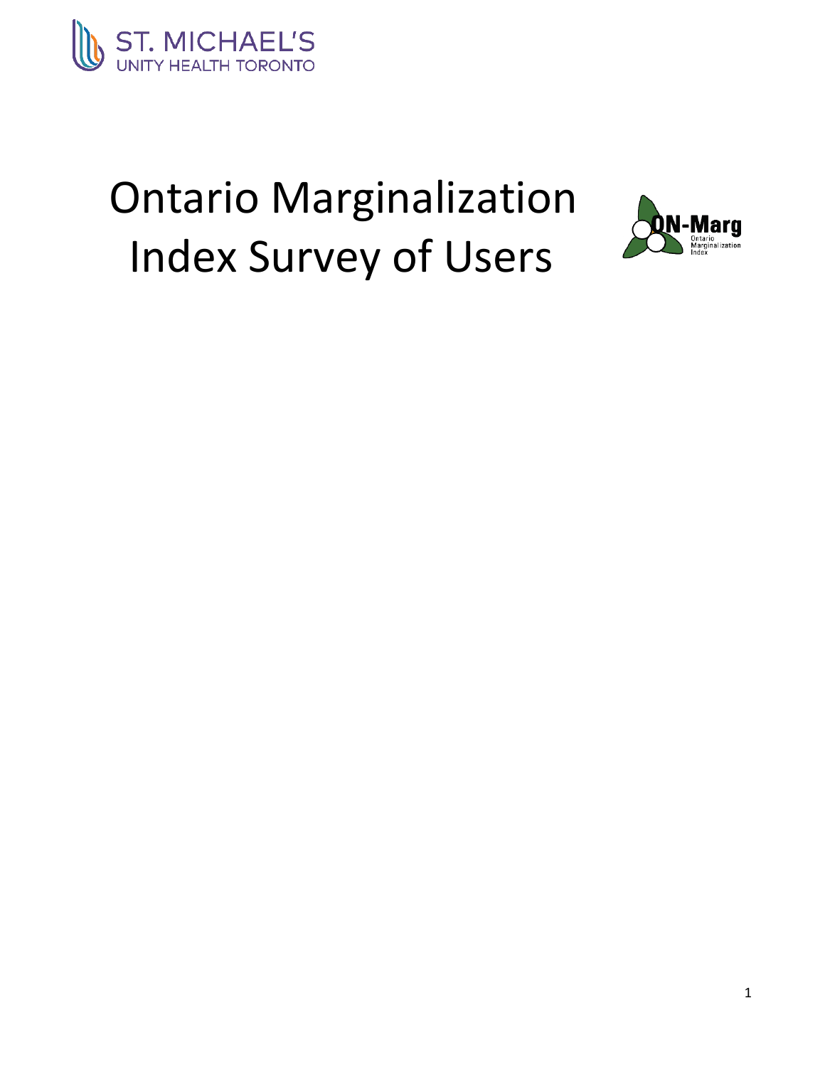ST. MICHAEL'S
UNITY HEALTH TORONTO

# Ontario Marginalization Index Survey of Users

ON-Marg
Ontario Marginalization Index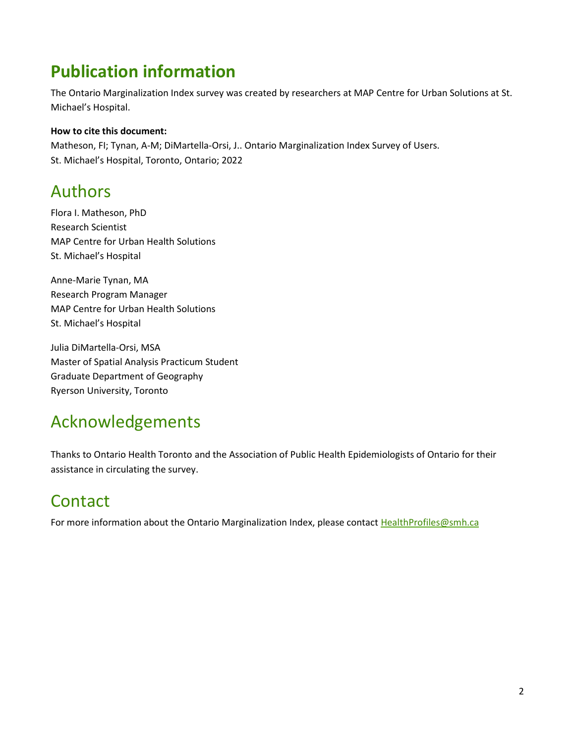# Publication information

The Ontario Marginalization Index survey was created by researchers at MAP Centre for Urban Solutions at St. Michael's Hospital.

**How to cite this document:**
Matheson, FI; Tynan, A-M; DiMartella-Orsi, J.. Ontario Marginalization Index Survey of Users.
St. Michael's Hospital, Toronto, Ontario; 2022

## Authors

Flora I. Matheson, PhD
Research Scientist
MAP Centre for Urban Health Solutions
St. Michael's Hospital

Anne-Marie Tynan, MA
Research Program Manager
MAP Centre for Urban Health Solutions
St. Michael's Hospital

Julia DiMartella-Orsi, MSA
Master of Spatial Analysis Practicum Student
Graduate Department of Geography
Ryerson University, Toronto

## Acknowledgements

Thanks to Ontario Health Toronto and the Association of Public Health Epidemiologists of Ontario for their assistance in circulating the survey.

## Contact

For more information about the Ontario Marginalization Index, please contact HealthProfiles@smh.ca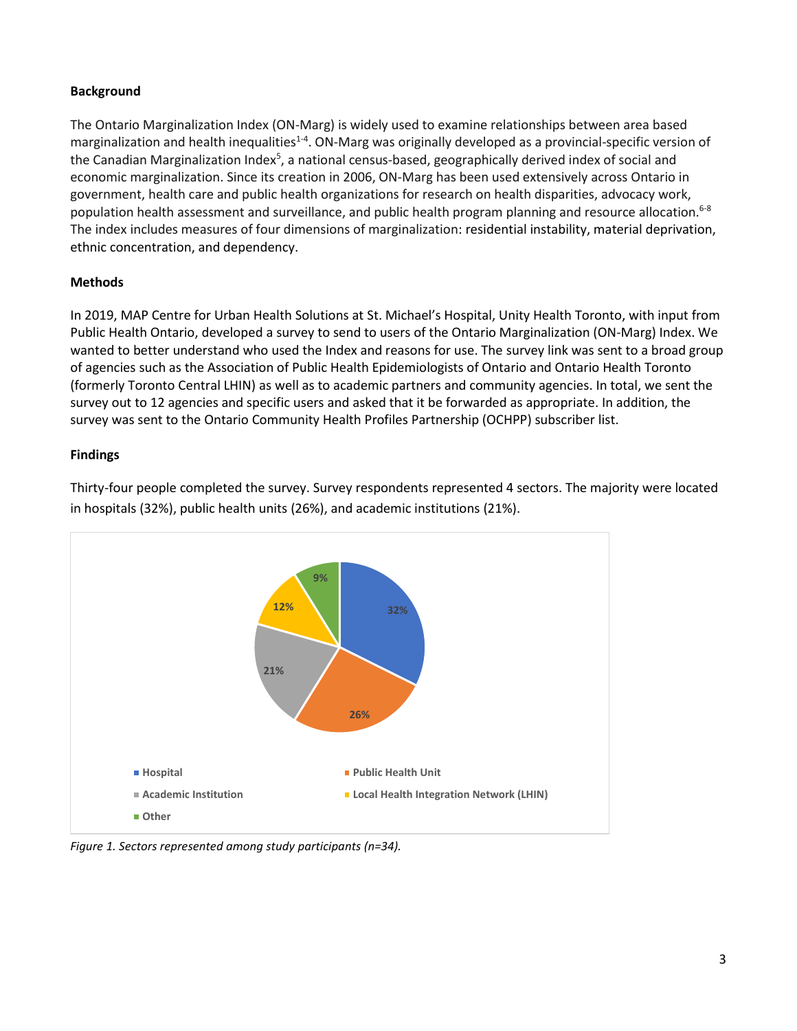**Background**

The Ontario Marginalization Index (ON-Marg) is widely used to examine relationships between area based marginalization and health inequalities[1-4]. ON-Marg was originally developed as a provincial-specific version of the Canadian Marginalization Index[5], a national census-based, geographically derived index of social and economic marginalization. Since its creation in 2006, ON-Marg has been used extensively across Ontario in government, health care and public health organizations for research on health disparities, advocacy work, population health assessment and surveillance, and public health program planning and resource allocation.[6-8] The index includes measures of four dimensions of marginalization: residential instability, material deprivation, ethnic concentration, and dependency.

**Methods**

In 2019, MAP Centre for Urban Health Solutions at St. Michael's Hospital, Unity Health Toronto, with input from Public Health Ontario, developed a survey to send to users of the Ontario Marginalization (ON-Marg) Index. We wanted to better understand who used the Index and reasons for use. The survey link was sent to a broad group of agencies such as the Association of Public Health Epidemiologists of Ontario and Ontario Health Toronto (formerly Toronto Central LHIN) as well as to academic partners and community agencies. In total, we sent the survey out to 12 agencies and specific users and asked that it be forwarded as appropriate. In addition, the survey was sent to the Ontario Community Health Profiles Partnership (OCHPP) subscriber list.

**Findings**

Thirty-four people completed the survey. Survey respondents represented 4 sectors. The majority were located in hospitals (32%), public health units (26%), and academic institutions (21%).

| Sector | Percentage |
|---|---|
| Hospital | 32% |
| Public Health Unit | 26% |
| Academic Institution | 21% |
| Local Health Integration Network (LHIN) | 12% |
| Other | 9% |

*Figure 1. Sectors represented among study participants (n=34).*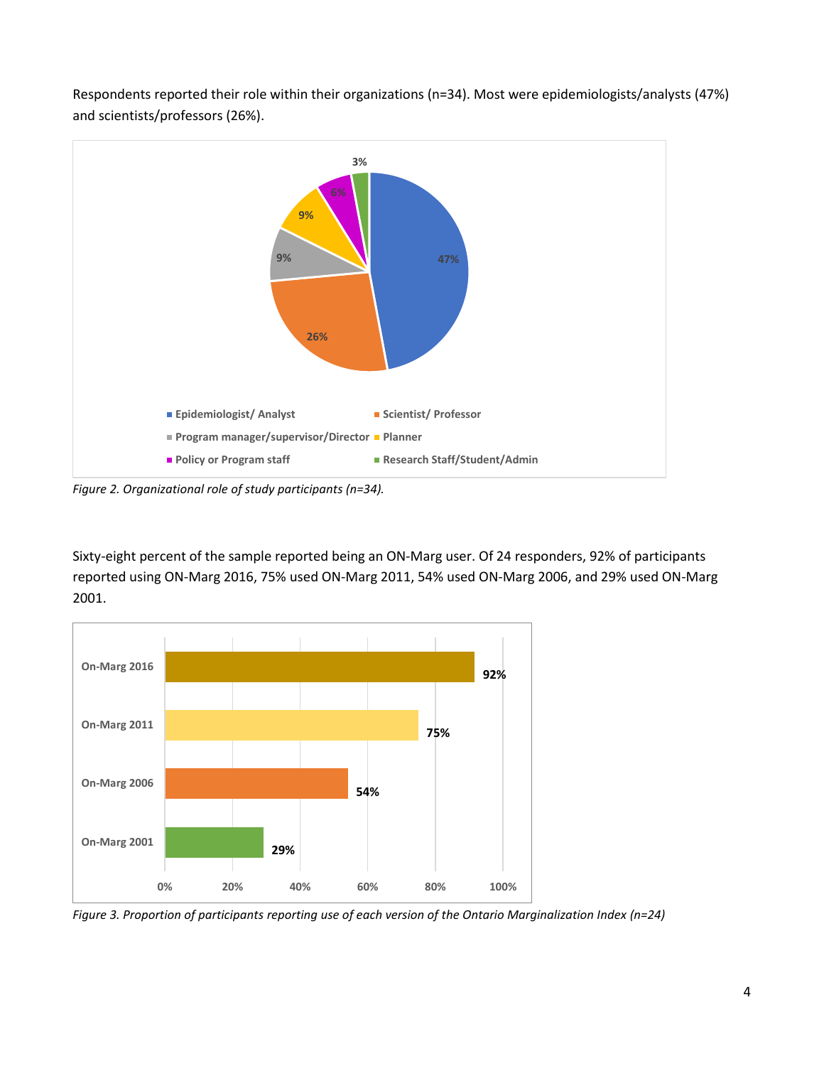Respondents reported their role within their organizations (n=34). Most were epidemiologists/analysts (47%) and scientists/professors (26%).

*Figure 2. Organizational role of study participants (n=34).*

Sixty-eight percent of the sample reported being an ON-Marg user. Of 24 responders, 92% of participants reported using ON-Marg 2016, 75% used ON-Marg 2011, 54% used ON-Marg 2006, and 29% used ON-Marg 2001.

*Figure 3. Proportion of participants reporting use of each version of the Ontario Marginalization Index (n=24)*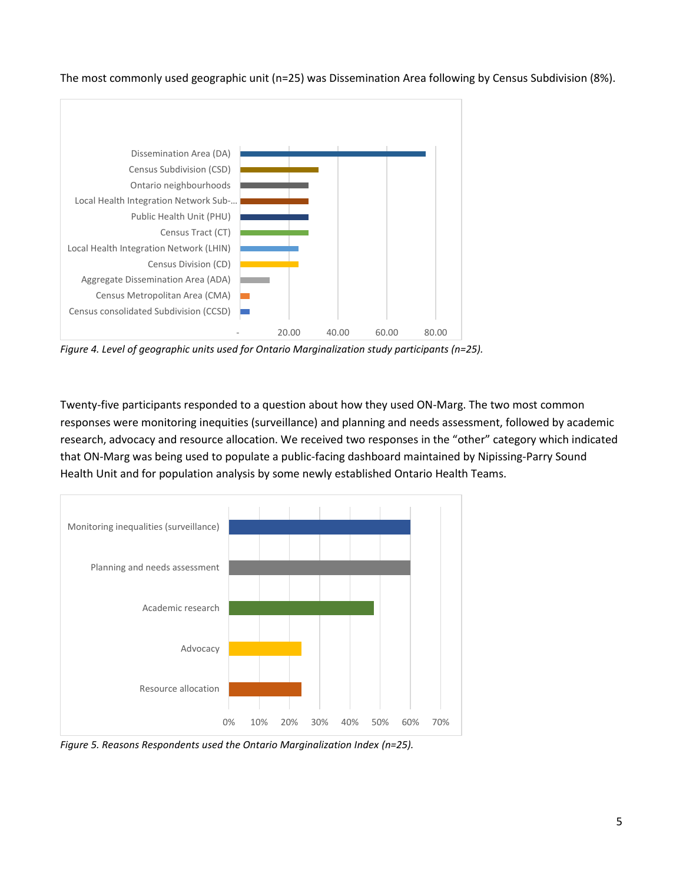The most commonly used geographic unit (n=25) was Dissemination Area following by Census Subdivision (8%).

*Figure 4. Level of geographic units used for Ontario Marginalization study participants (n=25).*

Twenty-five participants responded to a question about how they used ON-Marg. The two most common responses were monitoring inequities (surveillance) and planning and needs assessment, followed by academic research, advocacy and resource allocation. We received two responses in the "other" category which indicated that ON-Marg was being used to populate a public-facing dashboard maintained by Nipissing-Parry Sound Health Unit and for population analysis by some newly established Ontario Health Teams.

*Figure 5. Reasons Respondents used the Ontario Marginalization Index (n=25).*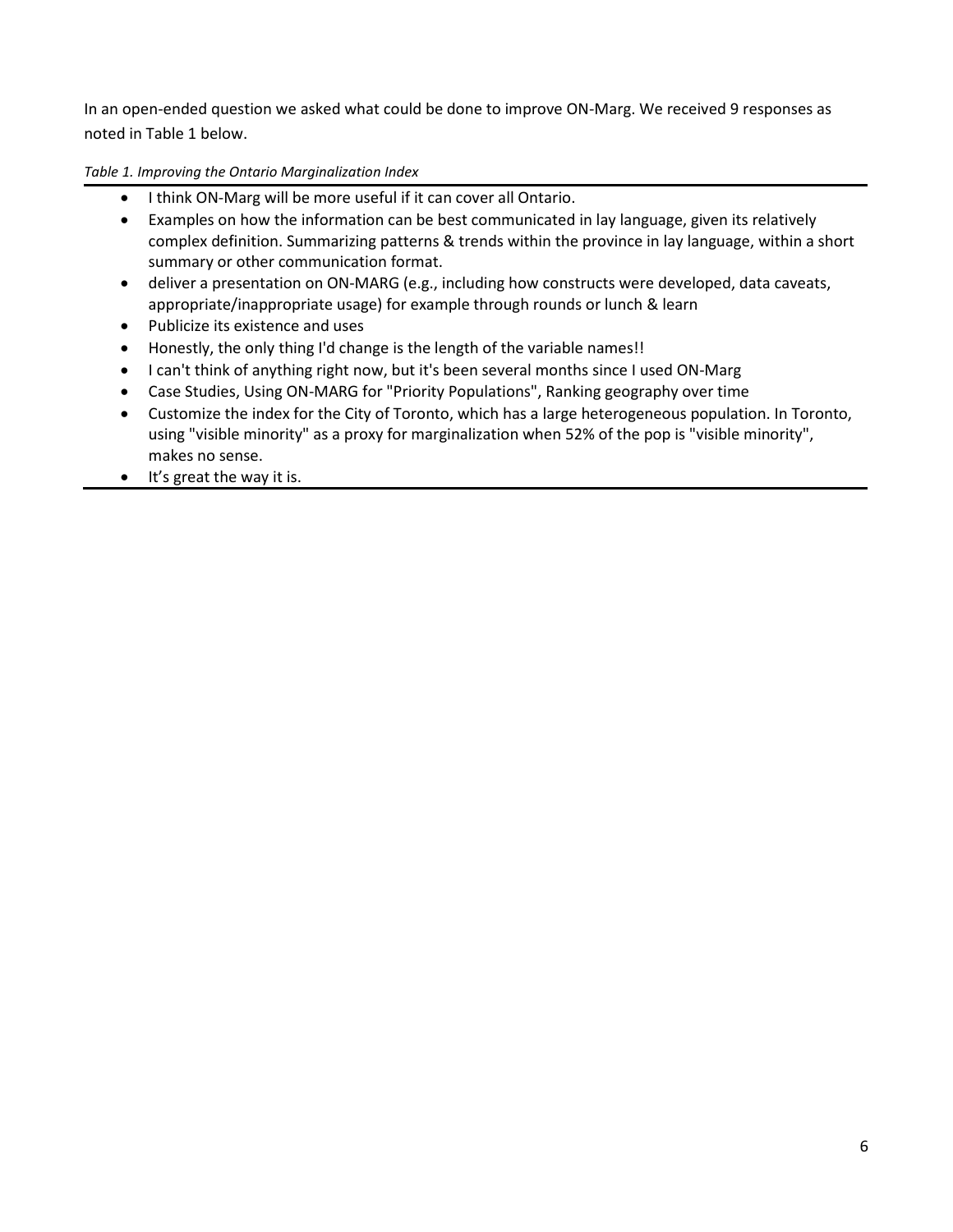In an open-ended question we asked what could be done to improve ON-Marg. We received 9 responses as noted in Table 1 below.

*Table 1. Improving the Ontario Marginalization Index*

- I think ON-Marg will be more useful if it can cover all Ontario.
- Examples on how the information can be best communicated in lay language, given its relatively complex definition. Summarizing patterns & trends within the province in lay language, within a short summary or other communication format.
- deliver a presentation on ON-MARG (e.g., including how constructs were developed, data caveats, appropriate/inappropriate usage) for example through rounds or lunch & learn
- Publicize its existence and uses
- Honestly, the only thing I'd change is the length of the variable names!!
- I can't think of anything right now, but it's been several months since I used ON-Marg
- Case Studies, Using ON-MARG for "Priority Populations", Ranking geography over time
- Customize the index for the City of Toronto, which has a large heterogeneous population. In Toronto, using "visible minority" as a proxy for marginalization when 52% of the pop is "visible minority", makes no sense.
- It's great the way it is.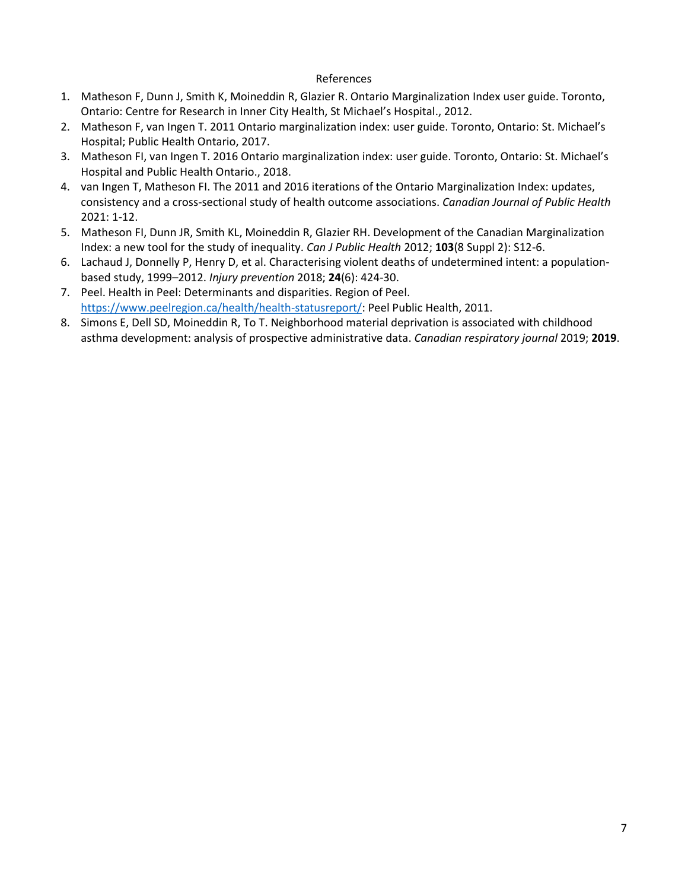## References

1. Matheson F, Dunn J, Smith K, Moineddin R, Glazier R. Ontario Marginalization Index user guide. Toronto, Ontario: Centre for Research in Inner City Health, St Michael's Hospital., 2012.
2. Matheson F, van Ingen T. 2011 Ontario marginalization index: user guide. Toronto, Ontario: St. Michael's Hospital; Public Health Ontario, 2017.
3. Matheson FI, van Ingen T. 2016 Ontario marginalization index: user guide. Toronto, Ontario: St. Michael's Hospital and Public Health Ontario., 2018.
4. van Ingen T, Matheson FI. The 2011 and 2016 iterations of the Ontario Marginalization Index: updates, consistency and a cross-sectional study of health outcome associations. *Canadian Journal of Public Health* 2021: 1-12.
5. Matheson FI, Dunn JR, Smith KL, Moineddin R, Glazier RH. Development of the Canadian Marginalization Index: a new tool for the study of inequality. *Can J Public Health* 2012; **103**(8 Suppl 2): S12-6.
6. Lachaud J, Donnelly P, Henry D, et al. Characterising violent deaths of undetermined intent: a population-based study, 1999–2012. *Injury prevention* 2018; **24**(6): 424-30.
7. Peel. Health in Peel: Determinants and disparities. Region of Peel. [https://www.peelregion.ca/health/health-statusreport/](https://www.peelregion.ca/health/health-statusreport/): Peel Public Health, 2011.
8. Simons E, Dell SD, Moineddin R, To T. Neighborhood material deprivation is associated with childhood asthma development: analysis of prospective administrative data. *Canadian respiratory journal* 2019; **2019**.